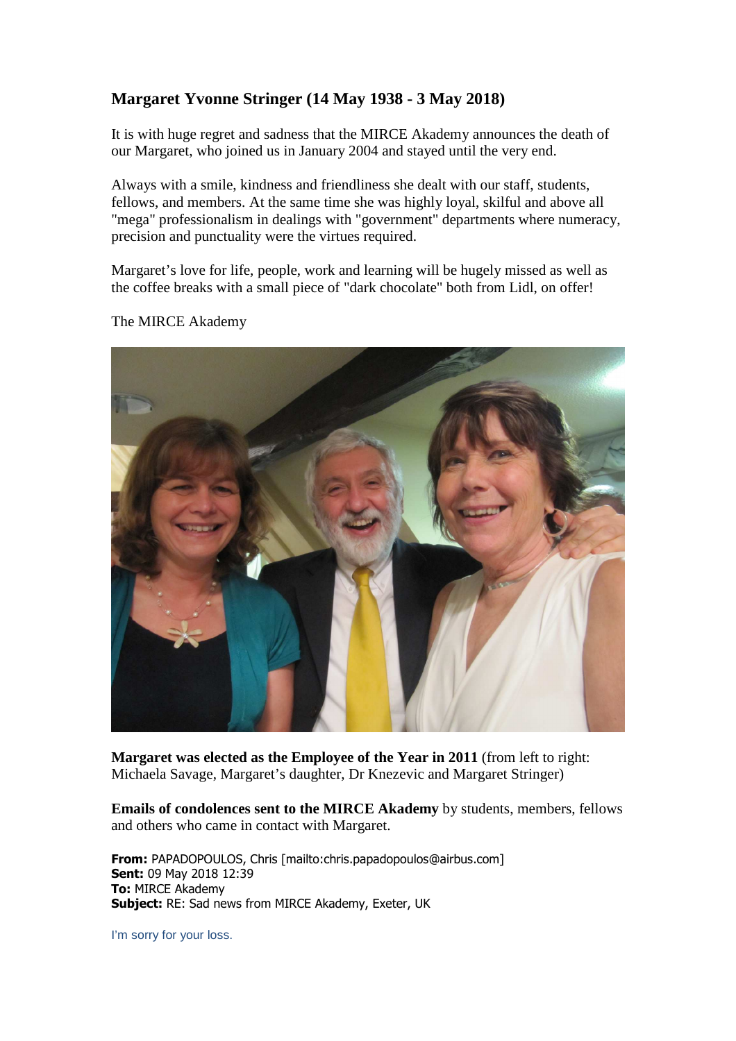## Margaret Yvonne Stringer (14 May 1938 - 3 May 2018)

It is with huge regret and sadness that the MIRCE Akademy announces the death of our Margaret, who joined us in January 2004 and stayed until the very end.

Always with a smile, kindness and friendliness she dealt with our staff, students, fellows, and members. At the same time she was highly loyal, skilful and above all "mega" professionalism in dealings with "government" departments where numeracy, precision and punctuality were the virtues required.

Margaret's love for life, people, work and learning will be hugely missed as well as the coffee breaks with a small piece of "dark chocolate" both from Lidl, on offer!

The MIRCE Akademy

**Margaret was elected as the Employee of the Year in 2011** (from left to right: Michaela Savage, Margaret's daughter, Dr Knezevic and Margaret Stringer)

**Emails of condolences sent to the MIRCE Akademy** by students, members, fellows and others who came in contact with Margaret.

**From:** PAPADOPOULOS, Chris [mailto:chris.papadopoulos@airbus.com]
**Sent:** 09 May 2018 12:39
**To:** MIRCE Akademy
**Subject:** RE: Sad news from MIRCE Akademy, Exeter, UK

I'm sorry for your loss.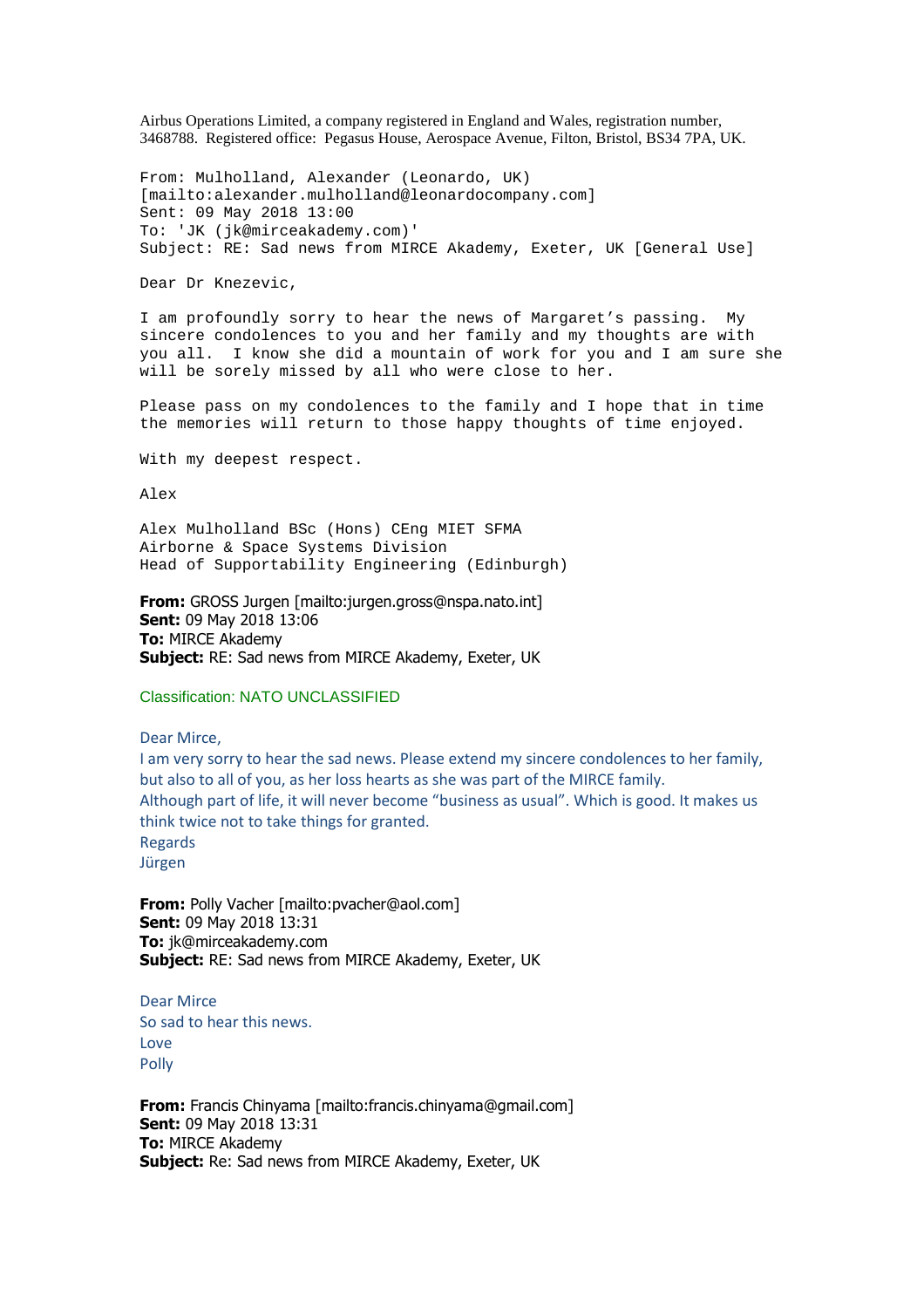Airbus Operations Limited, a company registered in England and Wales, registration number, 3468788. Registered office: Pegasus House, Aerospace Avenue, Filton, Bristol, BS34 7PA, UK.

From: Mulholland, Alexander (Leonardo, UK)
[mailto:alexander.mulholland@leonardocompany.com]
Sent: 09 May 2018 13:00
To: 'JK (jk@mirceakademy.com)'
Subject: RE: Sad news from MIRCE Akademy, Exeter, UK [General Use]

Dear Dr Knezevic,

I am profoundly sorry to hear the news of Margaret's passing. My sincere condolences to you and her family and my thoughts are with you all. I know she did a mountain of work for you and I am sure she will be sorely missed by all who were close to her.

Please pass on my condolences to the family and I hope that in time the memories will return to those happy thoughts of time enjoyed.

With my deepest respect.

Alex

Alex Mulholland BSc (Hons) CEng MIET SFMA
Airborne & Space Systems Division
Head of Supportability Engineering (Edinburgh)

**From:** GROSS Jurgen [mailto:jurgen.gross@nspa.nato.int]
**Sent:** 09 May 2018 13:06
**To:** MIRCE Akademy
**Subject:** RE: Sad news from MIRCE Akademy, Exeter, UK

Classification: NATO UNCLASSIFIED

Dear Mirce,
I am very sorry to hear the sad news. Please extend my sincere condolences to her family, but also to all of you, as her loss hearts as she was part of the MIRCE family.
Although part of life, it will never become "business as usual". Which is good. It makes us think twice not to take things for granted.
Regards
Jürgen

**From:** Polly Vacher [mailto:pvacher@aol.com]
**Sent:** 09 May 2018 13:31
**To:** jk@mirceakademy.com
**Subject:** RE: Sad news from MIRCE Akademy, Exeter, UK

Dear Mirce
So sad to hear this news.
Love
Polly

**From:** Francis Chinyama [mailto:francis.chinyama@gmail.com]
**Sent:** 09 May 2018 13:31
**To:** MIRCE Akademy
**Subject:** Re: Sad news from MIRCE Akademy, Exeter, UK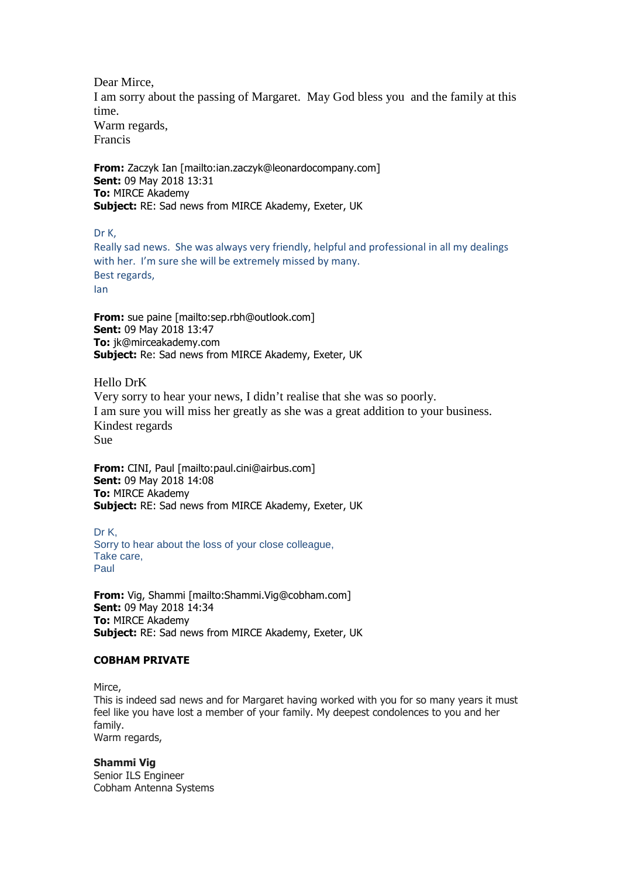Dear Mirce,
I am sorry about the passing of Margaret. May God bless you and the family at this time.
Warm regards,
Francis

**From:** Zaczyk Ian [mailto:ian.zaczyk@leonardocompany.com]
**Sent:** 09 May 2018 13:31
**To:** MIRCE Akademy
**Subject:** RE: Sad news from MIRCE Akademy, Exeter, UK

Dr K,
Really sad news. She was always very friendly, helpful and professional in all my dealings with her. I'm sure she will be extremely missed by many.
Best regards,
Ian

**From:** sue paine [mailto:sep.rbh@outlook.com]
**Sent:** 09 May 2018 13:47
**To:** jk@mirceakademy.com
**Subject:** Re: Sad news from MIRCE Akademy, Exeter, UK

Hello DrK
Very sorry to hear your news, I didn't realise that she was so poorly.
I am sure you will miss her greatly as she was a great addition to your business.
Kindest regards
Sue

**From:** CINI, Paul [mailto:paul.cini@airbus.com]
**Sent:** 09 May 2018 14:08
**To:** MIRCE Akademy
**Subject:** RE: Sad news from MIRCE Akademy, Exeter, UK

Dr K,
Sorry to hear about the loss of your close colleague,
Take care,
Paul

**From:** Vig, Shammi [mailto:Shammi.Vig@cobham.com]
**Sent:** 09 May 2018 14:34
**To:** MIRCE Akademy
**Subject:** RE: Sad news from MIRCE Akademy, Exeter, UK

**COBHAM PRIVATE**

Mirce,
This is indeed sad news and for Margaret having worked with you for so many years it must feel like you have lost a member of your family. My deepest condolences to you and her family.
Warm regards,

**Shammi Vig**
Senior ILS Engineer
Cobham Antenna Systems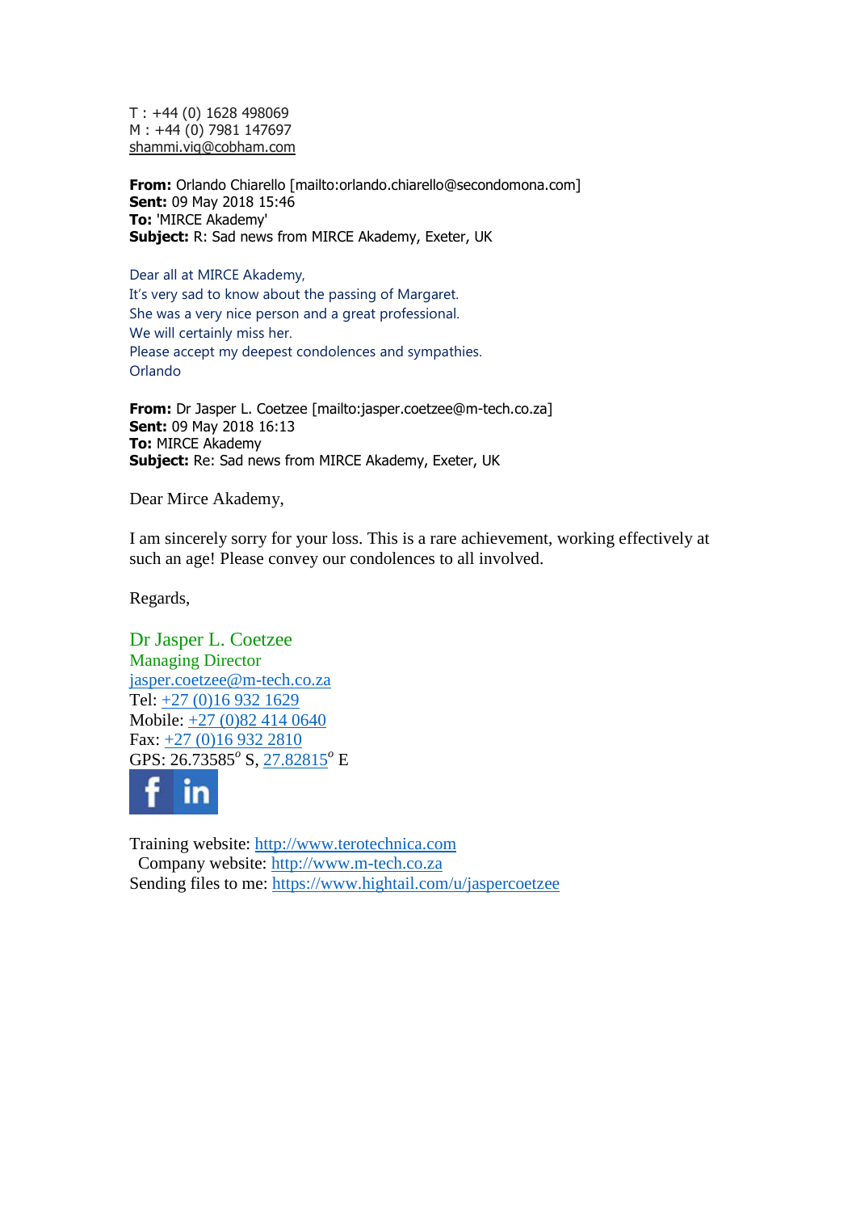T : +44 (0) 1628 498069
M : +44 (0) 7981 147697
shammi.vig@cobham.com

**From:** Orlando Chiarello [mailto:orlando.chiarello@secondomona.com]
**Sent:** 09 May 2018 15:46
**To:** 'MIRCE Akademy'
**Subject:** R: Sad news from MIRCE Akademy, Exeter, UK

Dear all at MIRCE Akademy,
It's very sad to know about the passing of Margaret.
She was a very nice person and a great professional.
We will certainly miss her.
Please accept my deepest condolences and sympathies.
Orlando

**From:** Dr Jasper L. Coetzee [mailto:jasper.coetzee@m-tech.co.za]
**Sent:** 09 May 2018 16:13
**To:** MIRCE Akademy
**Subject:** Re: Sad news from MIRCE Akademy, Exeter, UK

Dear Mirce Akademy,

I am sincerely sorry for your loss. This is a rare achievement, working effectively at such an age! Please convey our condolences to all involved.

Regards,

Dr Jasper L. Coetzee
Managing Director
jasper.coetzee@m-tech.co.za
Tel: +27 (0)16 932 1629
Mobile: +27 (0)82 414 0640
Fax: +27 (0)16 932 2810
GPS: 26.73585° S, 27.82815° E

Training website: http://www.terotechnica.com
Company website: http://www.m-tech.co.za
Sending files to me: https://www.hightail.com/u/jaspercoetzee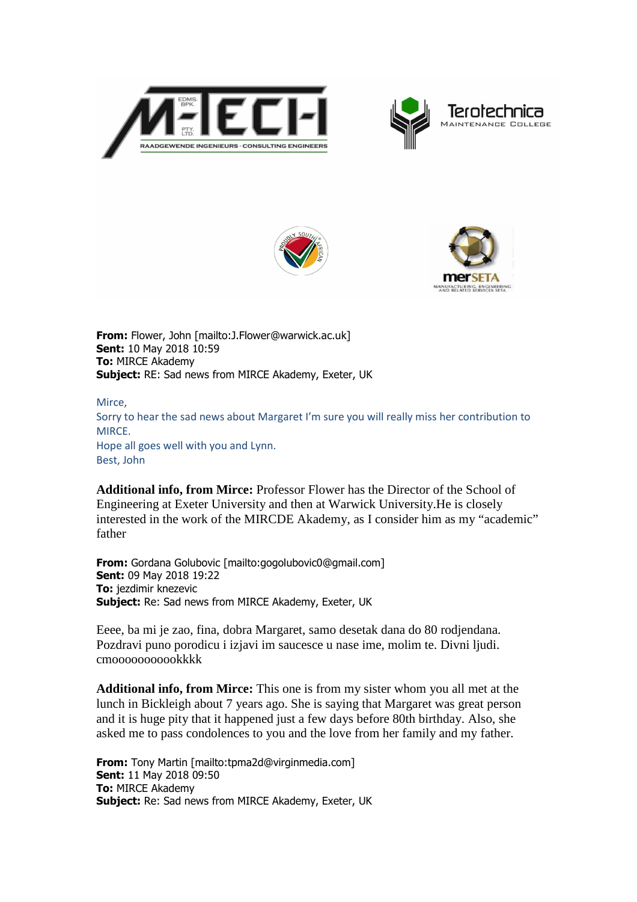**From:** Flower, John [mailto:J.Flower@warwick.ac.uk]
**Sent:** 10 May 2018 10:59
**To:** MIRCE Akademy
**Subject:** RE: Sad news from MIRCE Akademy, Exeter, UK

Mirce,
Sorry to hear the sad news about Margaret I'm sure you will really miss her contribution to MIRCE.
Hope all goes well with you and Lynn.
Best, John

**Additional info, from Mirce:** Professor Flower has the Director of the School of Engineering at Exeter University and then at Warwick University.He is closely interested in the work of the MIRCDE Akademy, as I consider him as my "academic" father

**From:** Gordana Golubovic [mailto:gogolubovic0@gmail.com]
**Sent:** 09 May 2018 19:22
**To:** jezdimir knezevic
**Subject:** Re: Sad news from MIRCE Akademy, Exeter, UK

Eeee, ba mi je zao, fina, dobra Margaret, samo desetak dana do 80 rodjendana. Pozdravi puno porodicu i izjavi im saucesce u nase ime, molim te. Divni ljudi. cmoooooooooookkkk

**Additional info, from Mirce:** This one is from my sister whom you all met at the lunch in Bickleigh about 7 years ago. She is saying that Margaret was great person and it is huge pity that it happened just a few days before 80th birthday. Also, she asked me to pass condolences to you and the love from her family and my father.

**From:** Tony Martin [mailto:tpma2d@virginmedia.com]
**Sent:** 11 May 2018 09:50
**To:** MIRCE Akademy
**Subject:** Re: Sad news from MIRCE Akademy, Exeter, UK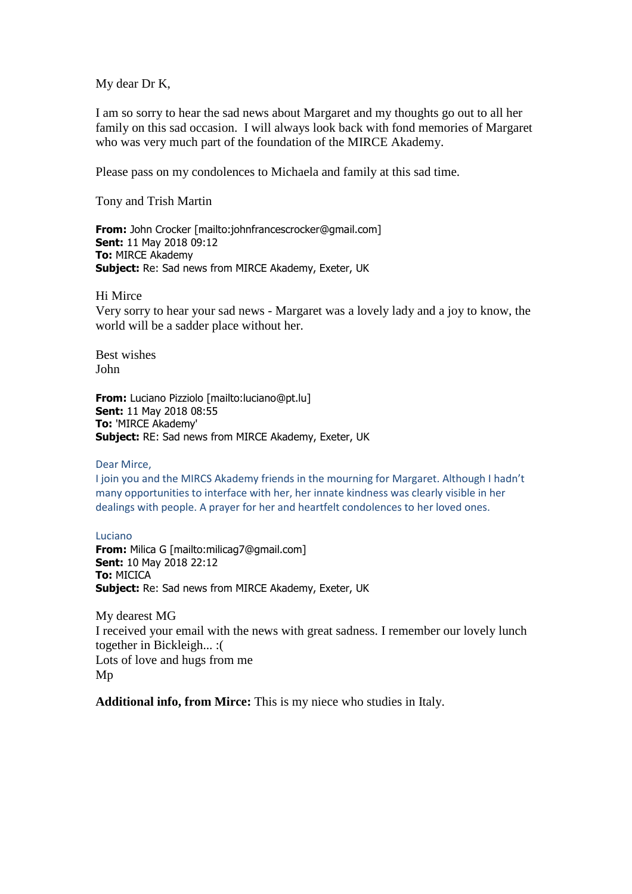My dear Dr K,

I am so sorry to hear the sad news about Margaret and my thoughts go out to all her family on this sad occasion.  I will always look back with fond memories of Margaret who was very much part of the foundation of the MIRCE Akademy.

Please pass on my condolences to Michaela and family at this sad time.

Tony and Trish Martin

**From:** John Crocker [mailto:johnfrancescrocker@gmail.com]
**Sent:** 11 May 2018 09:12
**To:** MIRCE Akademy
**Subject:** Re: Sad news from MIRCE Akademy, Exeter, UK

Hi Mirce
Very sorry to hear your sad news - Margaret was a lovely lady and a joy to know, the world will be a sadder place without her.

Best wishes
John

**From:** Luciano Pizziolo [mailto:luciano@pt.lu]
**Sent:** 11 May 2018 08:55
**To:** 'MIRCE Akademy'
**Subject:** RE: Sad news from MIRCE Akademy, Exeter, UK

Dear Mirce,
I join you and the MIRCS Akademy friends in the mourning for Margaret. Although I hadn't many opportunities to interface with her, her innate kindness was clearly visible in her dealings with people. A prayer for her and heartfelt condolences to her loved ones.

Luciano
**From:** Milica G [mailto:milicag7@gmail.com]
**Sent:** 10 May 2018 22:12
**To:** MICICA
**Subject:** Re: Sad news from MIRCE Akademy, Exeter, UK

My dearest MG
I received your email with the news with great sadness. I remember our lovely lunch together in Bickleigh... :(
Lots of love and hugs from me
Mp

**Additional info, from Mirce:** This is my niece who studies in Italy.